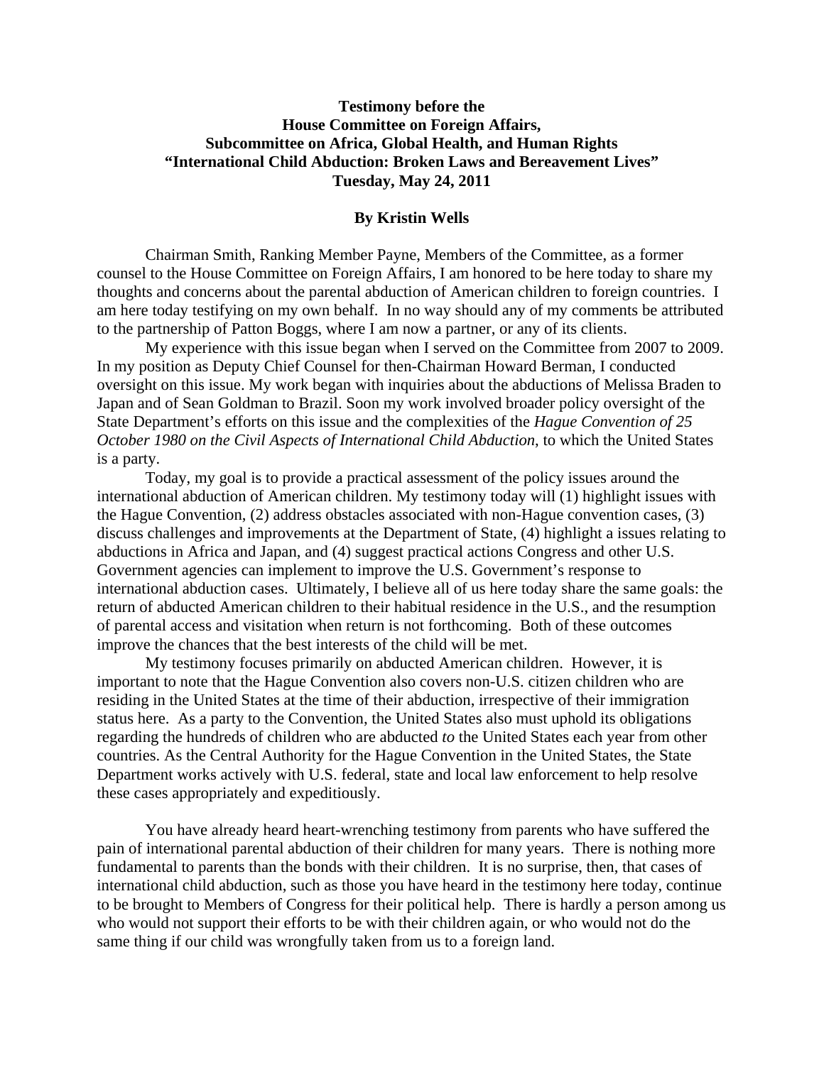**Testimony before the House Committee on Foreign Affairs, Subcommittee on Africa, Global Health, and Human Rights "International Child Abduction: Broken Laws and Bereavement Lives" Tuesday, May 24, 2011**

**By Kristin Wells**

Chairman Smith, Ranking Member Payne, Members of the Committee, as a former counsel to the House Committee on Foreign Affairs, I am honored to be here today to share my thoughts and concerns about the parental abduction of American children to foreign countries. I am here today testifying on my own behalf. In no way should any of my comments be attributed to the partnership of Patton Boggs, where I am now a partner, or any of its clients.

My experience with this issue began when I served on the Committee from 2007 to 2009. In my position as Deputy Chief Counsel for then-Chairman Howard Berman, I conducted oversight on this issue. My work began with inquiries about the abductions of Melissa Braden to Japan and of Sean Goldman to Brazil. Soon my work involved broader policy oversight of the State Department's efforts on this issue and the complexities of the *Hague Convention of 25 October 1980 on the Civil Aspects of International Child Abduction*, to which the United States is a party.

Today, my goal is to provide a practical assessment of the policy issues around the international abduction of American children. My testimony today will (1) highlight issues with the Hague Convention, (2) address obstacles associated with non-Hague convention cases, (3) discuss challenges and improvements at the Department of State, (4) highlight a issues relating to abductions in Africa and Japan, and (4) suggest practical actions Congress and other U.S. Government agencies can implement to improve the U.S. Government's response to international abduction cases. Ultimately, I believe all of us here today share the same goals: the return of abducted American children to their habitual residence in the U.S., and the resumption of parental access and visitation when return is not forthcoming. Both of these outcomes improve the chances that the best interests of the child will be met.

My testimony focuses primarily on abducted American children. However, it is important to note that the Hague Convention also covers non-U.S. citizen children who are residing in the United States at the time of their abduction, irrespective of their immigration status here. As a party to the Convention, the United States also must uphold its obligations regarding the hundreds of children who are abducted *to* the United States each year from other countries. As the Central Authority for the Hague Convention in the United States, the State Department works actively with U.S. federal, state and local law enforcement to help resolve these cases appropriately and expeditiously.

You have already heard heart-wrenching testimony from parents who have suffered the pain of international parental abduction of their children for many years. There is nothing more fundamental to parents than the bonds with their children. It is no surprise, then, that cases of international child abduction, such as those you have heard in the testimony here today, continue to be brought to Members of Congress for their political help. There is hardly a person among us who would not support their efforts to be with their children again, or who would not do the same thing if our child was wrongfully taken from us to a foreign land.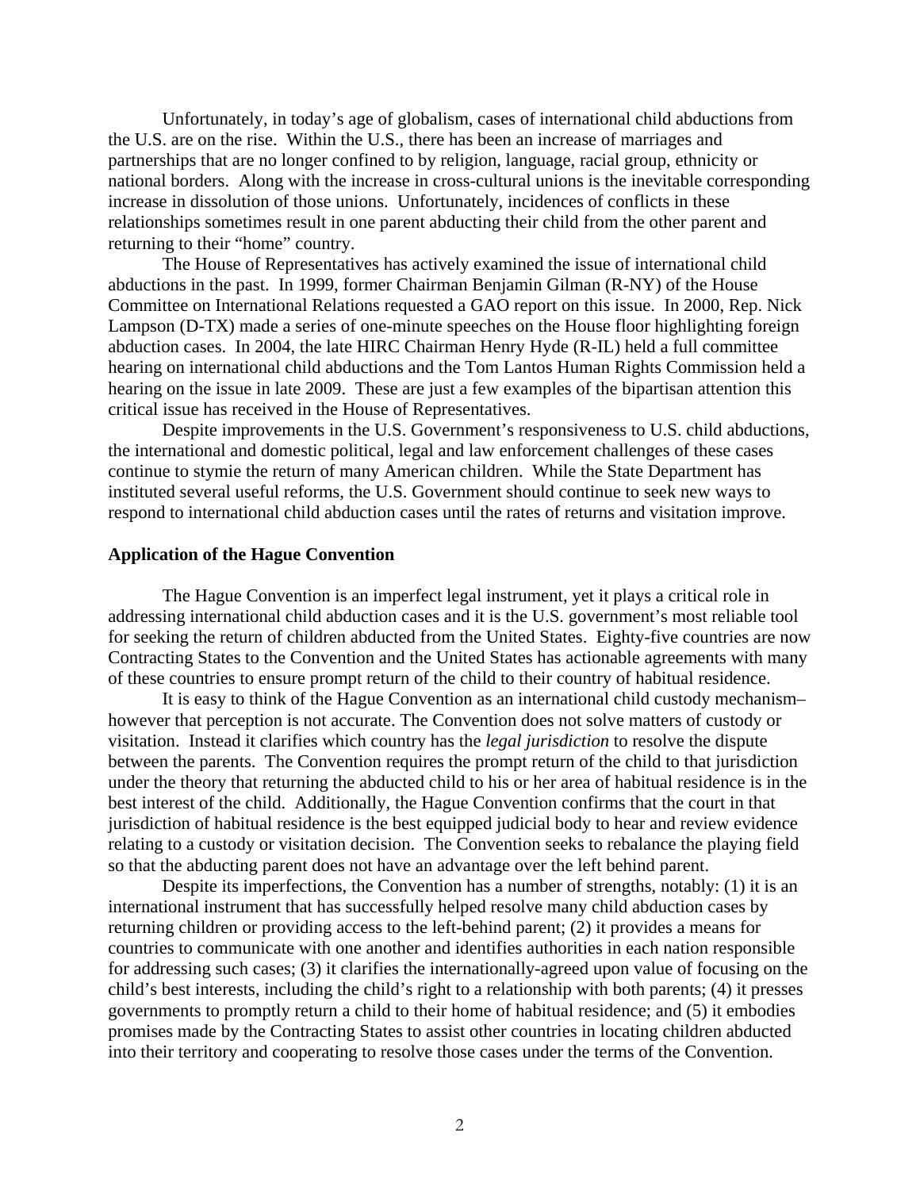Unfortunately, in today's age of globalism, cases of international child abductions from the U.S. are on the rise. Within the U.S., there has been an increase of marriages and partnerships that are no longer confined to by religion, language, racial group, ethnicity or national borders. Along with the increase in cross-cultural unions is the inevitable corresponding increase in dissolution of those unions. Unfortunately, incidences of conflicts in these relationships sometimes result in one parent abducting their child from the other parent and returning to their "home" country.

The House of Representatives has actively examined the issue of international child abductions in the past. In 1999, former Chairman Benjamin Gilman (R-NY) of the House Committee on International Relations requested a GAO report on this issue. In 2000, Rep. Nick Lampson (D-TX) made a series of one-minute speeches on the House floor highlighting foreign abduction cases. In 2004, the late HIRC Chairman Henry Hyde (R-IL) held a full committee hearing on international child abductions and the Tom Lantos Human Rights Commission held a hearing on the issue in late 2009. These are just a few examples of the bipartisan attention this critical issue has received in the House of Representatives.

Despite improvements in the U.S. Government's responsiveness to U.S. child abductions, the international and domestic political, legal and law enforcement challenges of these cases continue to stymie the return of many American children. While the State Department has instituted several useful reforms, the U.S. Government should continue to seek new ways to respond to international child abduction cases until the rates of returns and visitation improve.

**Application of the Hague Convention**

The Hague Convention is an imperfect legal instrument, yet it plays a critical role in addressing international child abduction cases and it is the U.S. government's most reliable tool for seeking the return of children abducted from the United States. Eighty-five countries are now Contracting States to the Convention and the United States has actionable agreements with many of these countries to ensure prompt return of the child to their country of habitual residence.

It is easy to think of the Hague Convention as an international child custody mechanism– however that perception is not accurate. The Convention does not solve matters of custody or visitation. Instead it clarifies which country has the *legal jurisdiction* to resolve the dispute between the parents. The Convention requires the prompt return of the child to that jurisdiction under the theory that returning the abducted child to his or her area of habitual residence is in the best interest of the child. Additionally, the Hague Convention confirms that the court in that jurisdiction of habitual residence is the best equipped judicial body to hear and review evidence relating to a custody or visitation decision. The Convention seeks to rebalance the playing field so that the abducting parent does not have an advantage over the left behind parent.

Despite its imperfections, the Convention has a number of strengths, notably: (1) it is an international instrument that has successfully helped resolve many child abduction cases by returning children or providing access to the left-behind parent; (2) it provides a means for countries to communicate with one another and identifies authorities in each nation responsible for addressing such cases; (3) it clarifies the internationally-agreed upon value of focusing on the child's best interests, including the child's right to a relationship with both parents; (4) it presses governments to promptly return a child to their home of habitual residence; and (5) it embodies promises made by the Contracting States to assist other countries in locating children abducted into their territory and cooperating to resolve those cases under the terms of the Convention.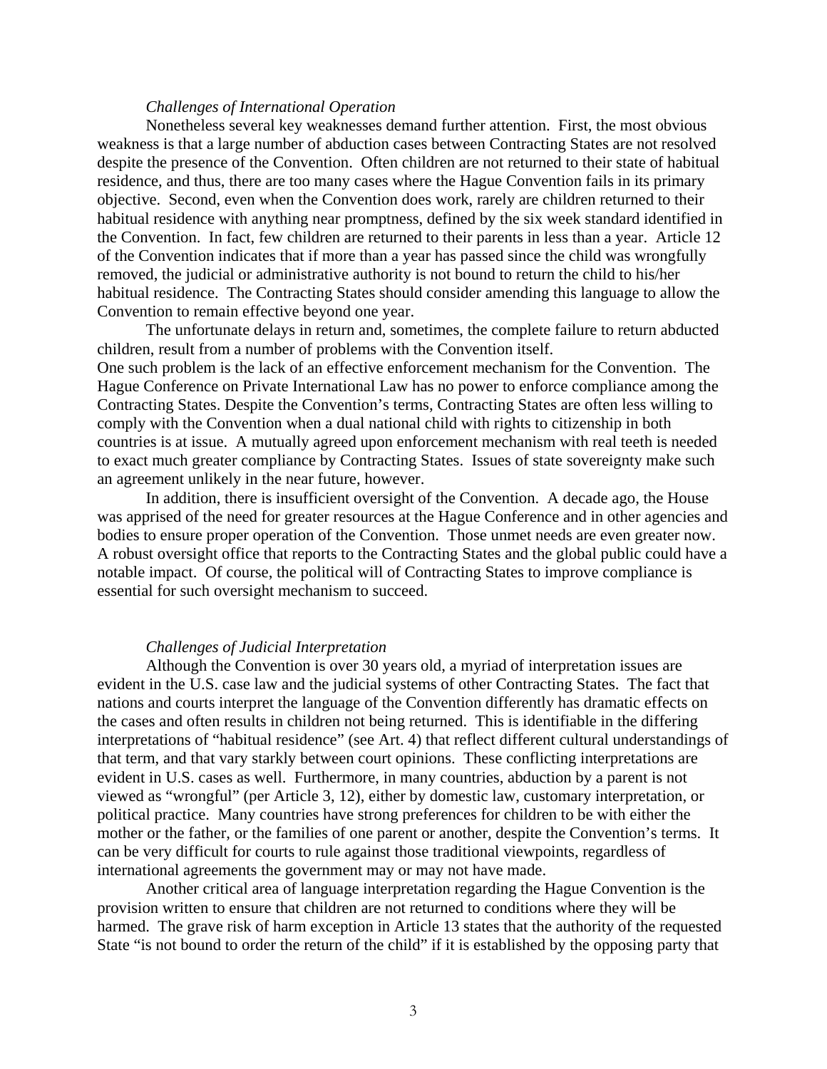*Challenges of International Operation*

Nonetheless several key weaknesses demand further attention. First, the most obvious weakness is that a large number of abduction cases between Contracting States are not resolved despite the presence of the Convention. Often children are not returned to their state of habitual residence, and thus, there are too many cases where the Hague Convention fails in its primary objective. Second, even when the Convention does work, rarely are children returned to their habitual residence with anything near promptness, defined by the six week standard identified in the Convention. In fact, few children are returned to their parents in less than a year. Article 12 of the Convention indicates that if more than a year has passed since the child was wrongfully removed, the judicial or administrative authority is not bound to return the child to his/her habitual residence. The Contracting States should consider amending this language to allow the Convention to remain effective beyond one year.

The unfortunate delays in return and, sometimes, the complete failure to return abducted children, result from a number of problems with the Convention itself.
One such problem is the lack of an effective enforcement mechanism for the Convention. The Hague Conference on Private International Law has no power to enforce compliance among the Contracting States. Despite the Convention's terms, Contracting States are often less willing to comply with the Convention when a dual national child with rights to citizenship in both countries is at issue. A mutually agreed upon enforcement mechanism with real teeth is needed to exact much greater compliance by Contracting States. Issues of state sovereignty make such an agreement unlikely in the near future, however.

In addition, there is insufficient oversight of the Convention. A decade ago, the House was apprised of the need for greater resources at the Hague Conference and in other agencies and bodies to ensure proper operation of the Convention. Those unmet needs are even greater now. A robust oversight office that reports to the Contracting States and the global public could have a notable impact. Of course, the political will of Contracting States to improve compliance is essential for such oversight mechanism to succeed.

*Challenges of Judicial Interpretation*

Although the Convention is over 30 years old, a myriad of interpretation issues are evident in the U.S. case law and the judicial systems of other Contracting States. The fact that nations and courts interpret the language of the Convention differently has dramatic effects on the cases and often results in children not being returned. This is identifiable in the differing interpretations of "habitual residence" (see Art. 4) that reflect different cultural understandings of that term, and that vary starkly between court opinions. These conflicting interpretations are evident in U.S. cases as well. Furthermore, in many countries, abduction by a parent is not viewed as "wrongful" (per Article 3, 12), either by domestic law, customary interpretation, or political practice. Many countries have strong preferences for children to be with either the mother or the father, or the families of one parent or another, despite the Convention's terms. It can be very difficult for courts to rule against those traditional viewpoints, regardless of international agreements the government may or may not have made.

Another critical area of language interpretation regarding the Hague Convention is the provision written to ensure that children are not returned to conditions where they will be harmed. The grave risk of harm exception in Article 13 states that the authority of the requested State "is not bound to order the return of the child" if it is established by the opposing party that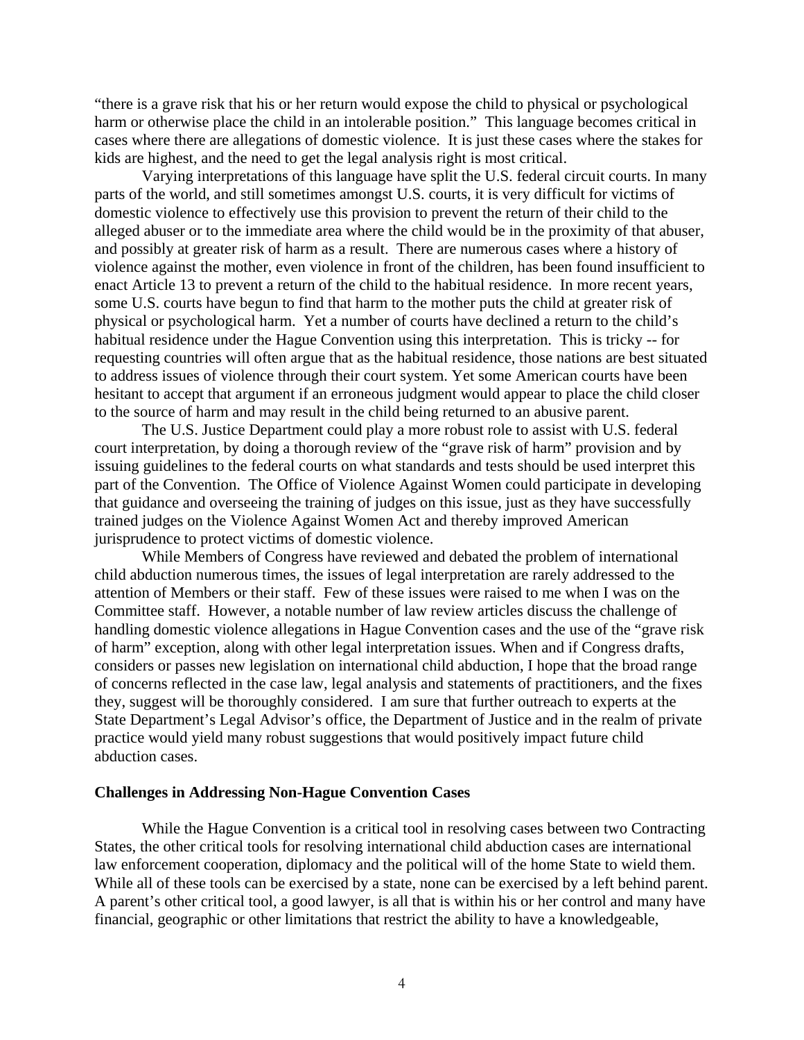"there is a grave risk that his or her return would expose the child to physical or psychological harm or otherwise place the child in an intolerable position." This language becomes critical in cases where there are allegations of domestic violence. It is just these cases where the stakes for kids are highest, and the need to get the legal analysis right is most critical.

Varying interpretations of this language have split the U.S. federal circuit courts. In many parts of the world, and still sometimes amongst U.S. courts, it is very difficult for victims of domestic violence to effectively use this provision to prevent the return of their child to the alleged abuser or to the immediate area where the child would be in the proximity of that abuser, and possibly at greater risk of harm as a result. There are numerous cases where a history of violence against the mother, even violence in front of the children, has been found insufficient to enact Article 13 to prevent a return of the child to the habitual residence. In more recent years, some U.S. courts have begun to find that harm to the mother puts the child at greater risk of physical or psychological harm. Yet a number of courts have declined a return to the child's habitual residence under the Hague Convention using this interpretation. This is tricky -- for requesting countries will often argue that as the habitual residence, those nations are best situated to address issues of violence through their court system. Yet some American courts have been hesitant to accept that argument if an erroneous judgment would appear to place the child closer to the source of harm and may result in the child being returned to an abusive parent.

The U.S. Justice Department could play a more robust role to assist with U.S. federal court interpretation, by doing a thorough review of the "grave risk of harm" provision and by issuing guidelines to the federal courts on what standards and tests should be used interpret this part of the Convention. The Office of Violence Against Women could participate in developing that guidance and overseeing the training of judges on this issue, just as they have successfully trained judges on the Violence Against Women Act and thereby improved American jurisprudence to protect victims of domestic violence.

While Members of Congress have reviewed and debated the problem of international child abduction numerous times, the issues of legal interpretation are rarely addressed to the attention of Members or their staff. Few of these issues were raised to me when I was on the Committee staff. However, a notable number of law review articles discuss the challenge of handling domestic violence allegations in Hague Convention cases and the use of the "grave risk of harm" exception, along with other legal interpretation issues. When and if Congress drafts, considers or passes new legislation on international child abduction, I hope that the broad range of concerns reflected in the case law, legal analysis and statements of practitioners, and the fixes they, suggest will be thoroughly considered. I am sure that further outreach to experts at the State Department's Legal Advisor's office, the Department of Justice and in the realm of private practice would yield many robust suggestions that would positively impact future child abduction cases.

**Challenges in Addressing Non-Hague Convention Cases**

While the Hague Convention is a critical tool in resolving cases between two Contracting States, the other critical tools for resolving international child abduction cases are international law enforcement cooperation, diplomacy and the political will of the home State to wield them. While all of these tools can be exercised by a state, none can be exercised by a left behind parent. A parent's other critical tool, a good lawyer, is all that is within his or her control and many have financial, geographic or other limitations that restrict the ability to have a knowledgeable,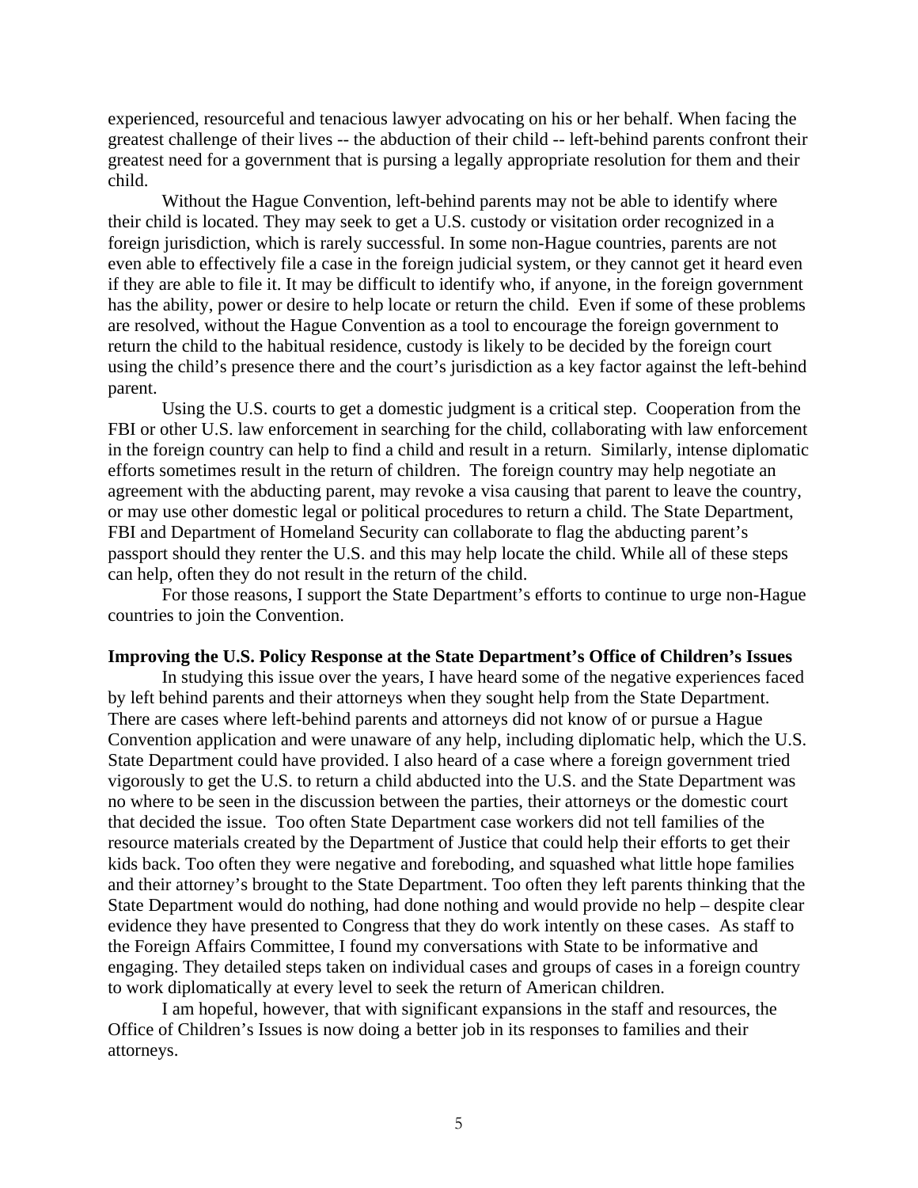experienced, resourceful and tenacious lawyer advocating on his or her behalf. When facing the greatest challenge of their lives -- the abduction of their child -- left-behind parents confront their greatest need for a government that is pursing a legally appropriate resolution for them and their child.

Without the Hague Convention, left-behind parents may not be able to identify where their child is located. They may seek to get a U.S. custody or visitation order recognized in a foreign jurisdiction, which is rarely successful. In some non-Hague countries, parents are not even able to effectively file a case in the foreign judicial system, or they cannot get it heard even if they are able to file it. It may be difficult to identify who, if anyone, in the foreign government has the ability, power or desire to help locate or return the child. Even if some of these problems are resolved, without the Hague Convention as a tool to encourage the foreign government to return the child to the habitual residence, custody is likely to be decided by the foreign court using the child's presence there and the court's jurisdiction as a key factor against the left-behind parent.

Using the U.S. courts to get a domestic judgment is a critical step. Cooperation from the FBI or other U.S. law enforcement in searching for the child, collaborating with law enforcement in the foreign country can help to find a child and result in a return. Similarly, intense diplomatic efforts sometimes result in the return of children. The foreign country may help negotiate an agreement with the abducting parent, may revoke a visa causing that parent to leave the country, or may use other domestic legal or political procedures to return a child. The State Department, FBI and Department of Homeland Security can collaborate to flag the abducting parent's passport should they renter the U.S. and this may help locate the child. While all of these steps can help, often they do not result in the return of the child.

For those reasons, I support the State Department's efforts to continue to urge non-Hague countries to join the Convention.

**Improving the U.S. Policy Response at the State Department's Office of Children's Issues**

In studying this issue over the years, I have heard some of the negative experiences faced by left behind parents and their attorneys when they sought help from the State Department. There are cases where left-behind parents and attorneys did not know of or pursue a Hague Convention application and were unaware of any help, including diplomatic help, which the U.S. State Department could have provided. I also heard of a case where a foreign government tried vigorously to get the U.S. to return a child abducted into the U.S. and the State Department was no where to be seen in the discussion between the parties, their attorneys or the domestic court that decided the issue. Too often State Department case workers did not tell families of the resource materials created by the Department of Justice that could help their efforts to get their kids back. Too often they were negative and foreboding, and squashed what little hope families and their attorney's brought to the State Department. Too often they left parents thinking that the State Department would do nothing, had done nothing and would provide no help – despite clear evidence they have presented to Congress that they do work intently on these cases. As staff to the Foreign Affairs Committee, I found my conversations with State to be informative and engaging. They detailed steps taken on individual cases and groups of cases in a foreign country to work diplomatically at every level to seek the return of American children.

I am hopeful, however, that with significant expansions in the staff and resources, the Office of Children's Issues is now doing a better job in its responses to families and their attorneys.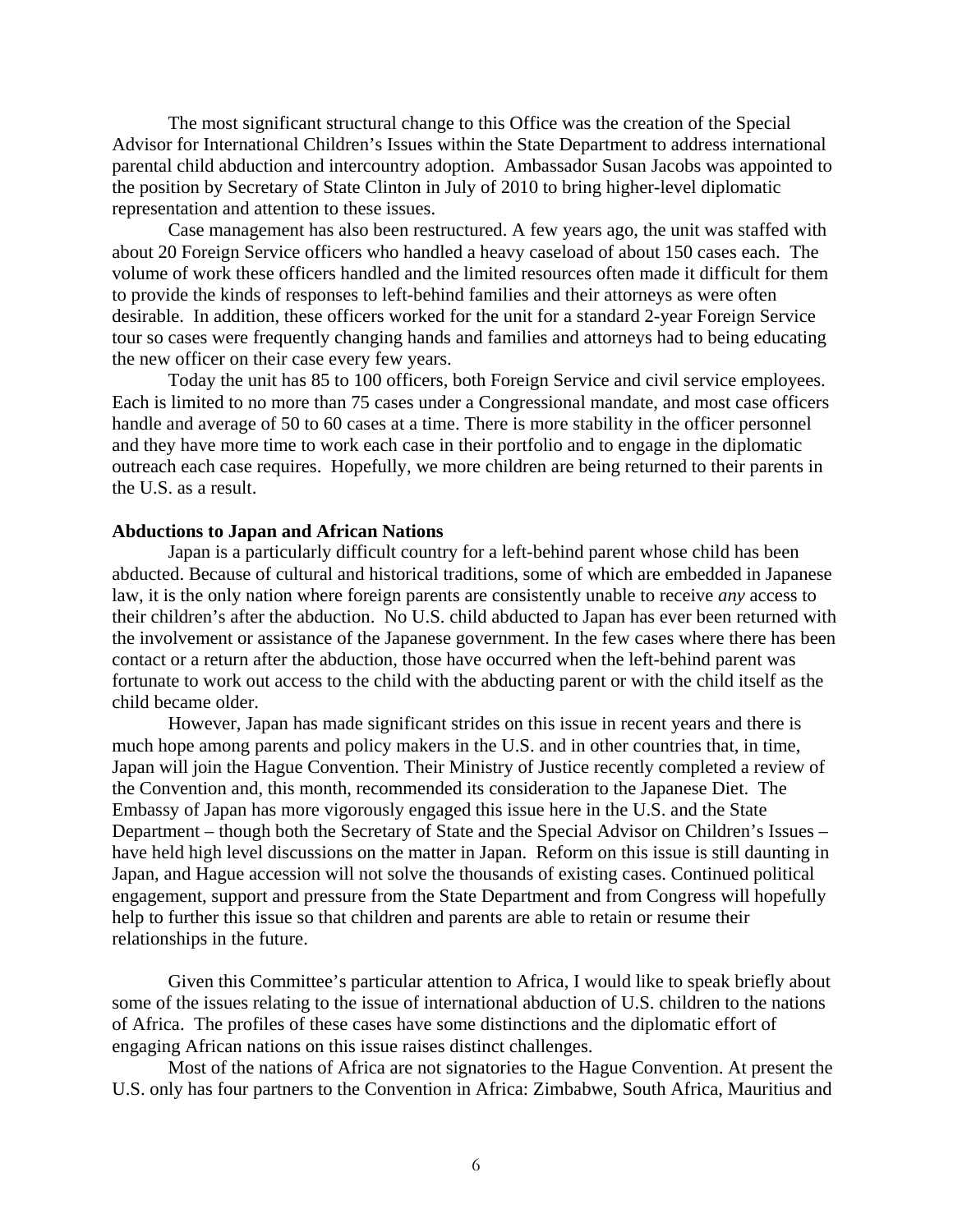The most significant structural change to this Office was the creation of the Special Advisor for International Children's Issues within the State Department to address international parental child abduction and intercountry adoption. Ambassador Susan Jacobs was appointed to the position by Secretary of State Clinton in July of 2010 to bring higher-level diplomatic representation and attention to these issues.

Case management has also been restructured. A few years ago, the unit was staffed with about 20 Foreign Service officers who handled a heavy caseload of about 150 cases each. The volume of work these officers handled and the limited resources often made it difficult for them to provide the kinds of responses to left-behind families and their attorneys as were often desirable. In addition, these officers worked for the unit for a standard 2-year Foreign Service tour so cases were frequently changing hands and families and attorneys had to being educating the new officer on their case every few years.

Today the unit has 85 to 100 officers, both Foreign Service and civil service employees. Each is limited to no more than 75 cases under a Congressional mandate, and most case officers handle and average of 50 to 60 cases at a time. There is more stability in the officer personnel and they have more time to work each case in their portfolio and to engage in the diplomatic outreach each case requires. Hopefully, we more children are being returned to their parents in the U.S. as a result.

**Abductions to Japan and African Nations**

Japan is a particularly difficult country for a left-behind parent whose child has been abducted. Because of cultural and historical traditions, some of which are embedded in Japanese law, it is the only nation where foreign parents are consistently unable to receive *any* access to their children's after the abduction. No U.S. child abducted to Japan has ever been returned with the involvement or assistance of the Japanese government. In the few cases where there has been contact or a return after the abduction, those have occurred when the left-behind parent was fortunate to work out access to the child with the abducting parent or with the child itself as the child became older.

However, Japan has made significant strides on this issue in recent years and there is much hope among parents and policy makers in the U.S. and in other countries that, in time, Japan will join the Hague Convention. Their Ministry of Justice recently completed a review of the Convention and, this month, recommended its consideration to the Japanese Diet. The Embassy of Japan has more vigorously engaged this issue here in the U.S. and the State Department – though both the Secretary of State and the Special Advisor on Children's Issues – have held high level discussions on the matter in Japan. Reform on this issue is still daunting in Japan, and Hague accession will not solve the thousands of existing cases. Continued political engagement, support and pressure from the State Department and from Congress will hopefully help to further this issue so that children and parents are able to retain or resume their relationships in the future.

Given this Committee's particular attention to Africa, I would like to speak briefly about some of the issues relating to the issue of international abduction of U.S. children to the nations of Africa. The profiles of these cases have some distinctions and the diplomatic effort of engaging African nations on this issue raises distinct challenges.

Most of the nations of Africa are not signatories to the Hague Convention. At present the U.S. only has four partners to the Convention in Africa: Zimbabwe, South Africa, Mauritius and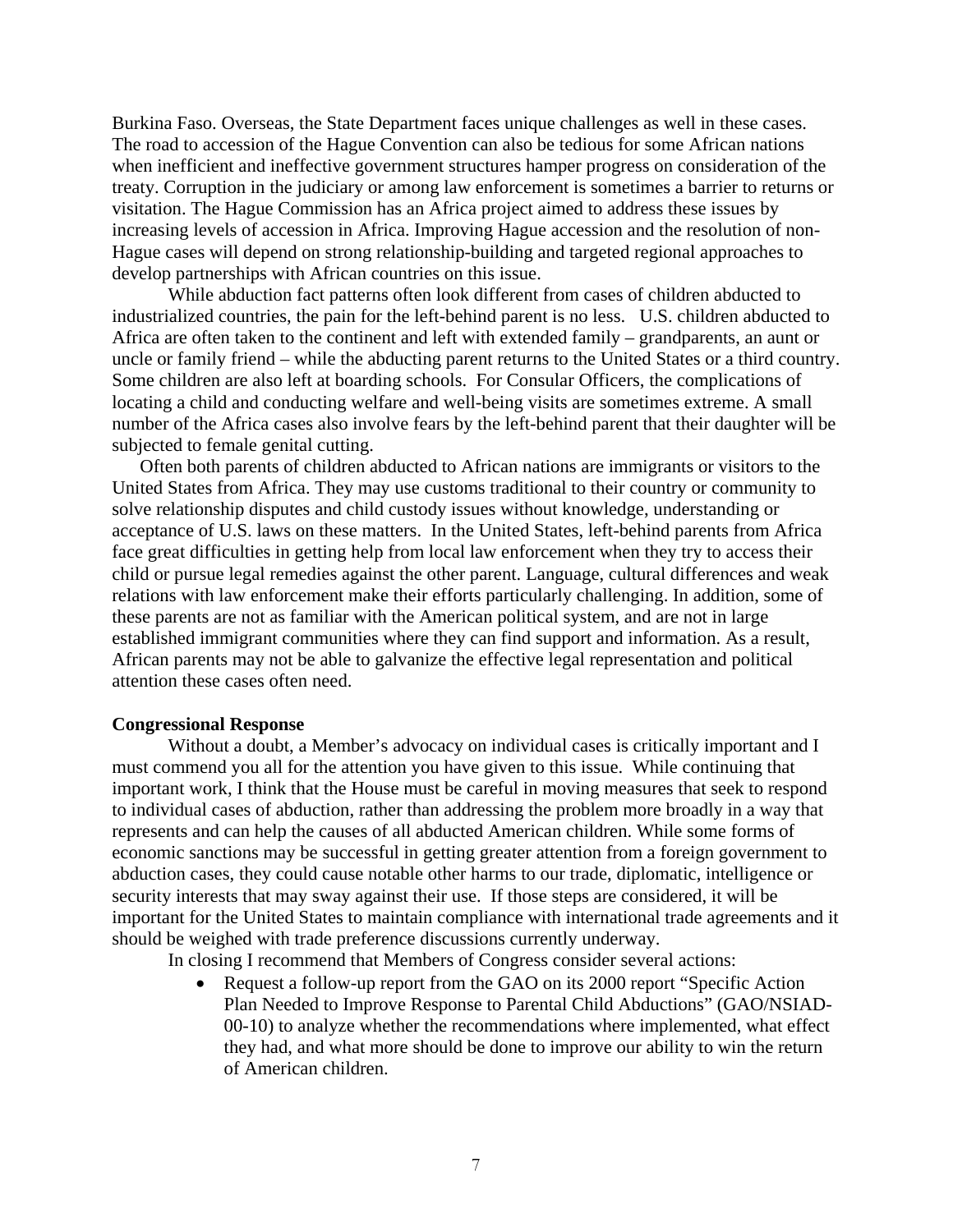Burkina Faso. Overseas, the State Department faces unique challenges as well in these cases. The road to accession of the Hague Convention can also be tedious for some African nations when inefficient and ineffective government structures hamper progress on consideration of the treaty. Corruption in the judiciary or among law enforcement is sometimes a barrier to returns or visitation. The Hague Commission has an Africa project aimed to address these issues by increasing levels of accession in Africa. Improving Hague accession and the resolution of non-Hague cases will depend on strong relationship-building and targeted regional approaches to develop partnerships with African countries on this issue.

While abduction fact patterns often look different from cases of children abducted to industrialized countries, the pain for the left-behind parent is no less. U.S. children abducted to Africa are often taken to the continent and left with extended family – grandparents, an aunt or uncle or family friend – while the abducting parent returns to the United States or a third country. Some children are also left at boarding schools. For Consular Officers, the complications of locating a child and conducting welfare and well-being visits are sometimes extreme. A small number of the Africa cases also involve fears by the left-behind parent that their daughter will be subjected to female genital cutting.

Often both parents of children abducted to African nations are immigrants or visitors to the United States from Africa. They may use customs traditional to their country or community to solve relationship disputes and child custody issues without knowledge, understanding or acceptance of U.S. laws on these matters. In the United States, left-behind parents from Africa face great difficulties in getting help from local law enforcement when they try to access their child or pursue legal remedies against the other parent. Language, cultural differences and weak relations with law enforcement make their efforts particularly challenging. In addition, some of these parents are not as familiar with the American political system, and are not in large established immigrant communities where they can find support and information. As a result, African parents may not be able to galvanize the effective legal representation and political attention these cases often need.

**Congressional Response**

Without a doubt, a Member's advocacy on individual cases is critically important and I must commend you all for the attention you have given to this issue. While continuing that important work, I think that the House must be careful in moving measures that seek to respond to individual cases of abduction, rather than addressing the problem more broadly in a way that represents and can help the causes of all abducted American children. While some forms of economic sanctions may be successful in getting greater attention from a foreign government to abduction cases, they could cause notable other harms to our trade, diplomatic, intelligence or security interests that may sway against their use. If those steps are considered, it will be important for the United States to maintain compliance with international trade agreements and it should be weighed with trade preference discussions currently underway.

In closing I recommend that Members of Congress consider several actions:

- Request a follow-up report from the GAO on its 2000 report "Specific Action Plan Needed to Improve Response to Parental Child Abductions" (GAO/NSIAD-00-10) to analyze whether the recommendations where implemented, what effect they had, and what more should be done to improve our ability to win the return of American children.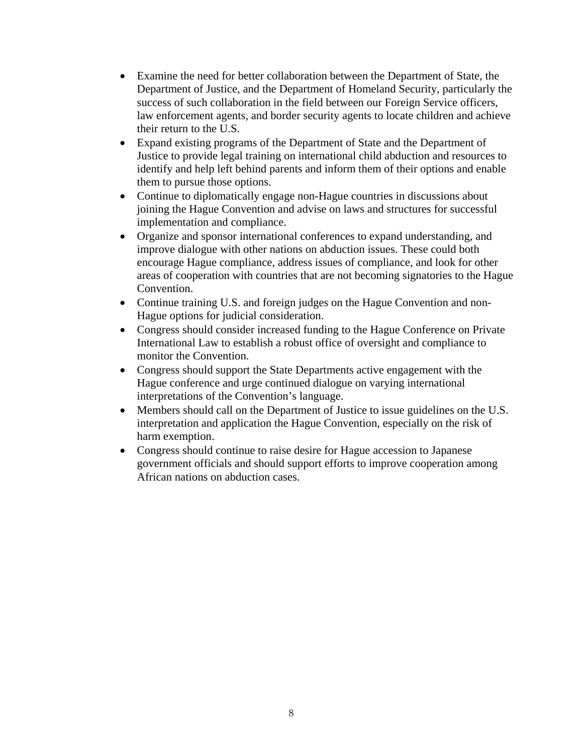- Examine the need for better collaboration between the Department of State, the Department of Justice, and the Department of Homeland Security, particularly the success of such collaboration in the field between our Foreign Service officers, law enforcement agents, and border security agents to locate children and achieve their return to the U.S.
- Expand existing programs of the Department of State and the Department of Justice to provide legal training on international child abduction and resources to identify and help left behind parents and inform them of their options and enable them to pursue those options.
- Continue to diplomatically engage non-Hague countries in discussions about joining the Hague Convention and advise on laws and structures for successful implementation and compliance.
- Organize and sponsor international conferences to expand understanding, and improve dialogue with other nations on abduction issues. These could both encourage Hague compliance, address issues of compliance, and look for other areas of cooperation with countries that are not becoming signatories to the Hague Convention.
- Continue training U.S. and foreign judges on the Hague Convention and non-Hague options for judicial consideration.
- Congress should consider increased funding to the Hague Conference on Private International Law to establish a robust office of oversight and compliance to monitor the Convention.
- Congress should support the State Departments active engagement with the Hague conference and urge continued dialogue on varying international interpretations of the Convention's language.
- Members should call on the Department of Justice to issue guidelines on the U.S. interpretation and application the Hague Convention, especially on the risk of harm exemption.
- Congress should continue to raise desire for Hague accession to Japanese government officials and should support efforts to improve cooperation among African nations on abduction cases.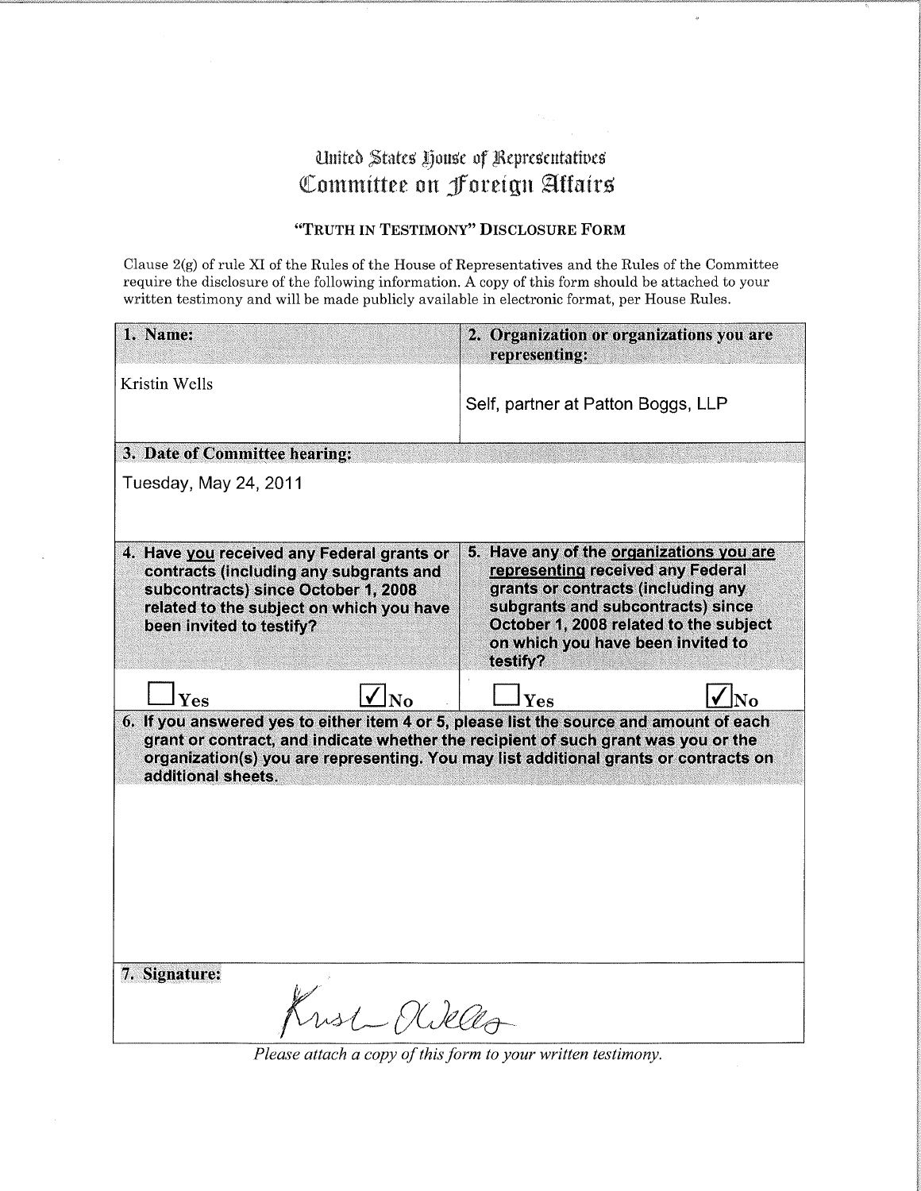# United States House of Representatives
## Committee on Foreign Affairs

### "TRUTH IN TESTIMONY" DISCLOSURE FORM

Clause 2(g) of rule XI of the Rules of the House of Representatives and the Rules of the Committee require the disclosure of the following information. A copy of this form should be attached to your written testimony and will be made publicly available in electronic format, per House Rules.

| | |
|---|---|
| **1. Name:** | **2. Organization or organizations you are representing:** |
| Kristin Wells | Self, partner at Patton Boggs, LLP |
| **3. Date of Committee hearing:** | |
| Tuesday, May 24, 2011 | |
| **4. Have you received any Federal grants or contracts (including any subgrants and subcontracts) since October 1, 2008 related to the subject on which you have been invited to testify?** | **5. Have any of the organizations you are representing received any Federal grants or contracts (including any subgrants and subcontracts) since October 1, 2008 related to the subject on which you have been invited to testify?** |
| ☐ Yes ☑ No | ☐ Yes ☑ No |
| **6. If you answered yes to either item 4 or 5, please list the source and amount of each grant or contract, and indicate whether the recipient of such grant was you or the organization(s) you are representing. You may list additional grants or contracts on additional sheets.** | |
| | |
| **7. Signature:** | |
| Krist Wells | |

*Please attach a copy of this form to your written testimony.*